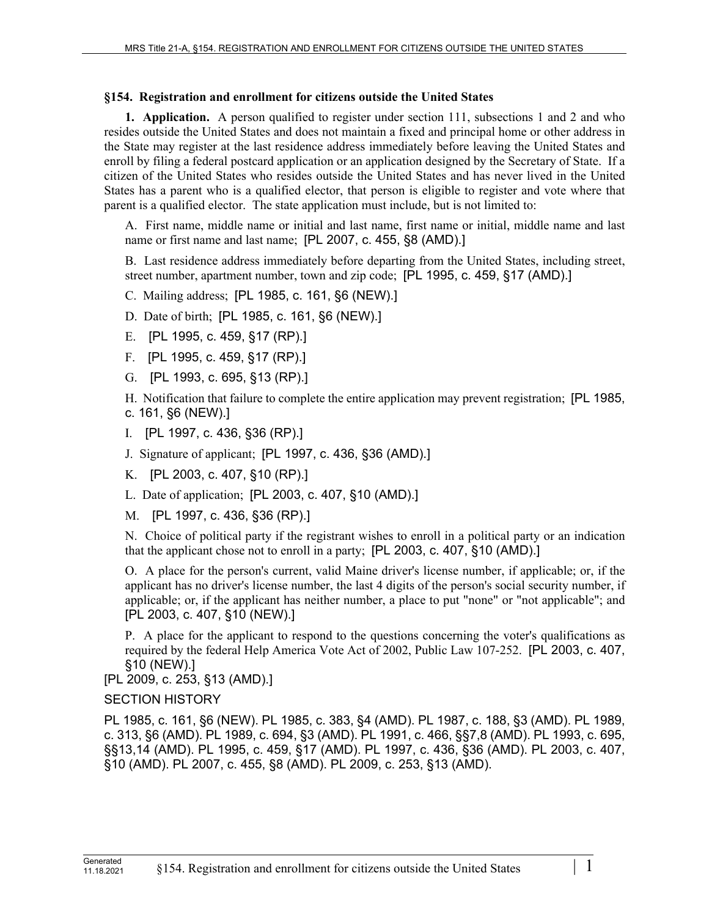**§154. Registration and enrollment for citizens outside the United States**

**1. Application.** A person qualified to register under section 111, subsections 1 and 2 and who resides outside the United States and does not maintain a fixed and principal home or other address in the State may register at the last residence address immediately before leaving the United States and enroll by filing a federal postcard application or an application designed by the Secretary of State. If a citizen of the United States who resides outside the United States and has never lived in the United States has a parent who is a qualified elector, that person is eligible to register and vote where that parent is a qualified elector. The state application must include, but is not limited to:

A. First name, middle name or initial and last name, first name or initial, middle name and last name or first name and last name; [PL 2007, c. 455, §8 (AMD).]

B. Last residence address immediately before departing from the United States, including street, street number, apartment number, town and zip code; [PL 1995, c. 459, §17 (AMD).]

C. Mailing address; [PL 1985, c. 161, §6 (NEW).]

D. Date of birth; [PL 1985, c. 161, §6 (NEW).]

E. [PL 1995, c. 459, §17 (RP).]

F. [PL 1995, c. 459, §17 (RP).]

G. [PL 1993, c. 695, §13 (RP).]

H. Notification that failure to complete the entire application may prevent registration; [PL 1985, c. 161, §6 (NEW).]

I. [PL 1997, c. 436, §36 (RP).]

J. Signature of applicant; [PL 1997, c. 436, §36 (AMD).]

K. [PL 2003, c. 407, §10 (RP).]

L. Date of application; [PL 2003, c. 407, §10 (AMD).]

M. [PL 1997, c. 436, §36 (RP).]

N. Choice of political party if the registrant wishes to enroll in a political party or an indication that the applicant chose not to enroll in a party; [PL 2003, c. 407, §10 (AMD).]

O. A place for the person's current, valid Maine driver's license number, if applicable; or, if the applicant has no driver's license number, the last 4 digits of the person's social security number, if applicable; or, if the applicant has neither number, a place to put "none" or "not applicable"; and [PL 2003, c. 407, §10 (NEW).]

P. A place for the applicant to respond to the questions concerning the voter's qualifications as required by the federal Help America Vote Act of 2002, Public Law 107-252. [PL 2003, c. 407, §10 (NEW).]

[PL 2009, c. 253, §13 (AMD).]

SECTION HISTORY

PL 1985, c. 161, §6 (NEW). PL 1985, c. 383, §4 (AMD). PL 1987, c. 188, §3 (AMD). PL 1989, c. 313, §6 (AMD). PL 1989, c. 694, §3 (AMD). PL 1991, c. 466, §§7,8 (AMD). PL 1993, c. 695, §§13,14 (AMD). PL 1995, c. 459, §17 (AMD). PL 1997, c. 436, §36 (AMD). PL 2003, c. 407, §10 (AMD). PL 2007, c. 455, §8 (AMD). PL 2009, c. 253, §13 (AMD).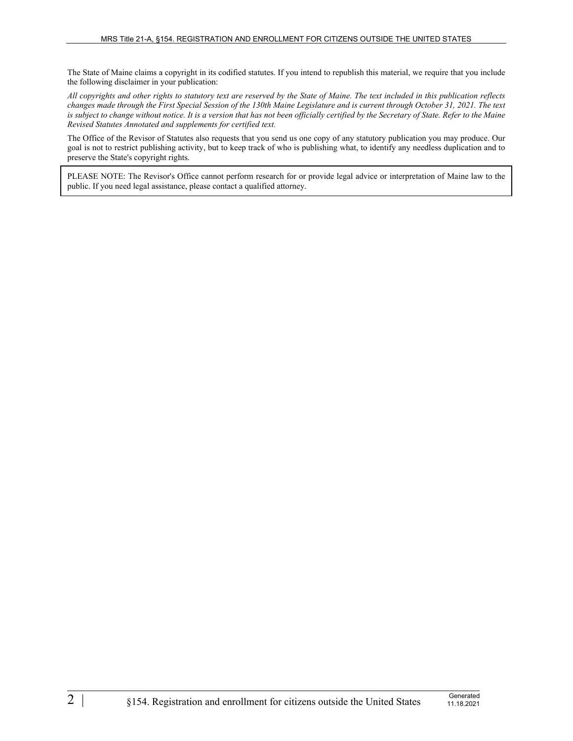The State of Maine claims a copyright in its codified statutes. If you intend to republish this material, we require that you include the following disclaimer in your publication:

*All copyrights and other rights to statutory text are reserved by the State of Maine. The text included in this publication reflects changes made through the First Special Session of the 130th Maine Legislature and is current through October 31, 2021. The text is subject to change without notice. It is a version that has not been officially certified by the Secretary of State. Refer to the Maine Revised Statutes Annotated and supplements for certified text.*

The Office of the Revisor of Statutes also requests that you send us one copy of any statutory publication you may produce. Our goal is not to restrict publishing activity, but to keep track of who is publishing what, to identify any needless duplication and to preserve the State's copyright rights.

PLEASE NOTE: The Revisor's Office cannot perform research for or provide legal advice or interpretation of Maine law to the public. If you need legal assistance, please contact a qualified attorney.